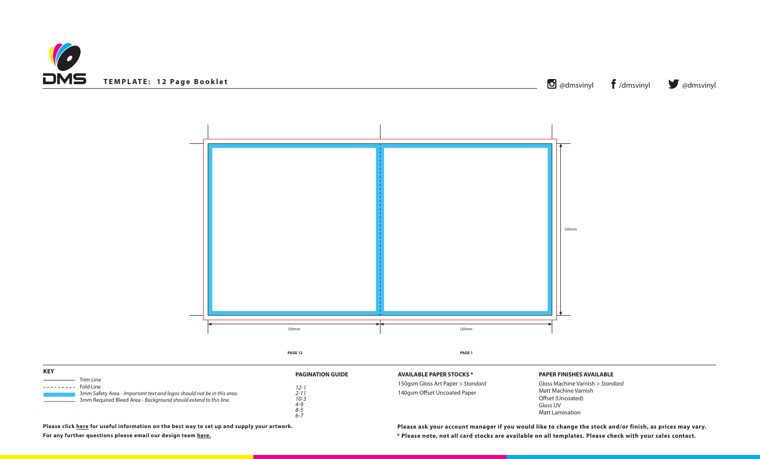# TEMPLATE: 12 Page Booklet

@dmsvinyl /dmsvinyl @dmsvinyl

120mm

120mm 120mm

PAGE 12 PAGE 1

**KEY**

- Trim Line
- Fold Line
- 3mm Safety Area - *Important text and logos should not be in this area.*
- 3mm Required Bleed Area - *Background should extend to this line.*

**PAGINATION GUIDE**

*12-1*
*2-11*
*10-3*
*4-9*
*8-5*
*6-7*

**AVAILABLE PAPER STOCKS ***

150gsm Gloss Art Paper > *Standard*
140gsm Offset Uncoated Paper

**PAPER FINISHES AVAILABLE**

Gloss Machine Varnish > *Standard*
Matt Machine Varnish
Offset (Uncoated)
Gloss UV
Matt Lamination

**Please click here for useful information on the best way to set up and supply your artwork.**
**For any further questions please email our design team here.**

**Please ask your account manager if you would like to change the stock and/or finish, as prices may vary.**
*** Please note, not all card stocks are available on all templates. Please check with your sales contact.**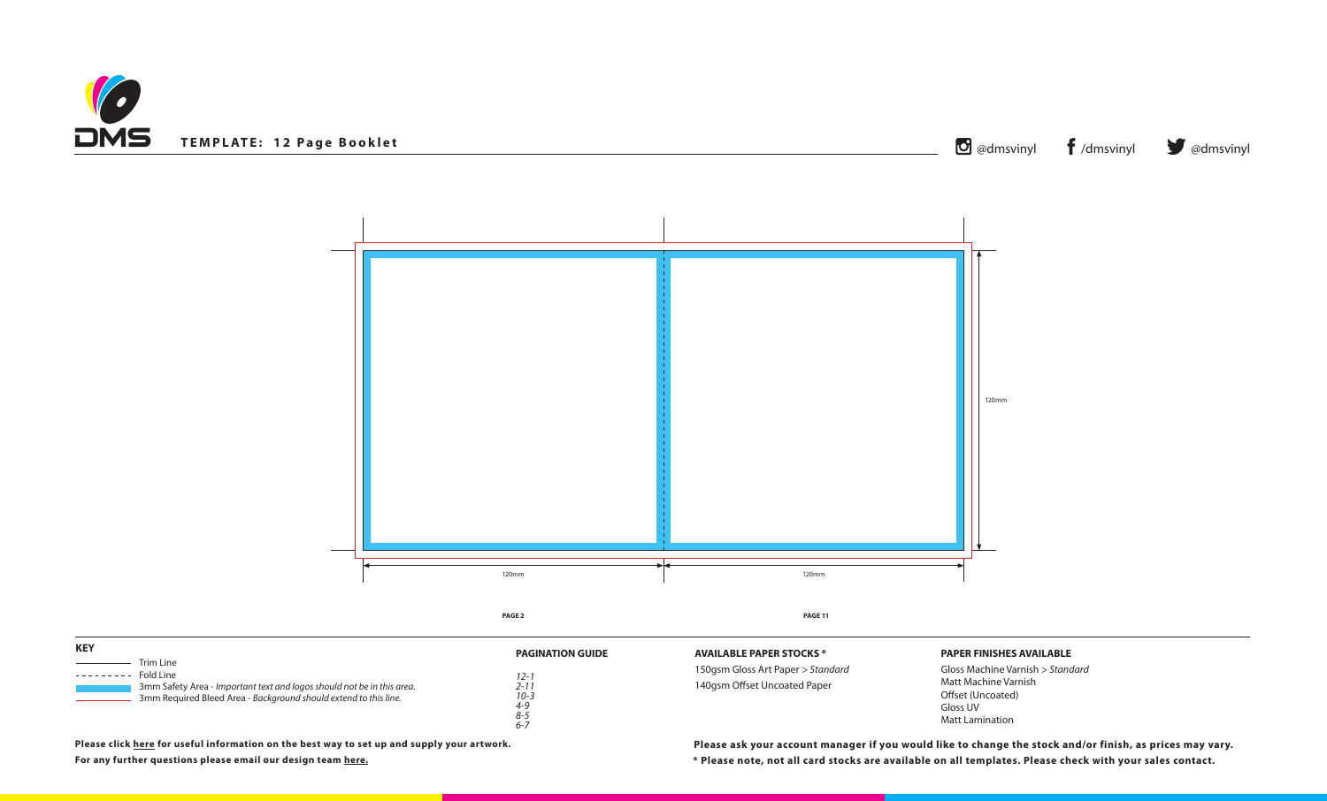**TEMPLATE: 12 Page Booklet**

@dmsvinyl /dmsvinyl @dmsvinyl

120mm

120mm 120mm

**PAGE 2** **PAGE 11**

**KEY**

- Trim Line
- Fold Line
- 3mm Safety Area - *Important text and logos should not be in this area.*
- 3mm Required Bleed Area - *Background should extend to this line.*

**PAGINATION GUIDE**

*12-1*
*2-11*
*10-3*
*4-9*
*8-5*
*6-7*

**AVAILABLE PAPER STOCKS ***

150gsm Gloss Art Paper > *Standard*
140gsm Offset Uncoated Paper

**PAPER FINISHES AVAILABLE**

Gloss Machine Varnish > *Standard*
Matt Machine Varnish
Offset (Uncoated)
Gloss UV
Matt Lamination

**Please click here for useful information on the best way to set up and supply your artwork.**

**For any further questions please email our design team here.**

**Please ask your account manager if you would like to change the stock and/or finish, as prices may vary.**

*** Please note, not all card stocks are available on all templates. Please check with your sales contact.**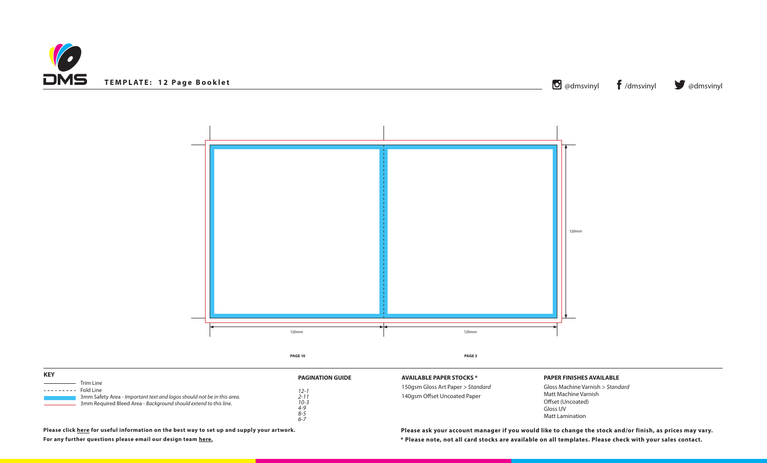# TEMPLATE: 12 Page Booklet

@dmsvinyl /dmsvinyl @dmsvinyl

120mm

120mm 120mm

PAGE 10 PAGE 3

**KEY**

- Trim Line
- Fold Line
- 3mm Safety Area - *Important text and logos should not be in this area.*
- 3mm Required Bleed Area - *Background should extend to this line.*

**PAGINATION GUIDE**

*12-1*
*2-11*
*10-3*
*4-9*
*8-5*
*6-7*

**AVAILABLE PAPER STOCKS ***

150gsm Gloss Art Paper > *Standard*
140gsm Offset Uncoated Paper

**PAPER FINISHES AVAILABLE**

Gloss Machine Varnish > *Standard*
Matt Machine Varnish
Offset (Uncoated)
Gloss UV
Matt Lamination

**Please click here for useful information on the best way to set up and supply your artwork.**

**For any further questions please email our design team here.**

**Please ask your account manager if you would like to change the stock and/or finish, as prices may vary.**

*** Please note, not all card stocks are available on all templates. Please check with your sales contact.**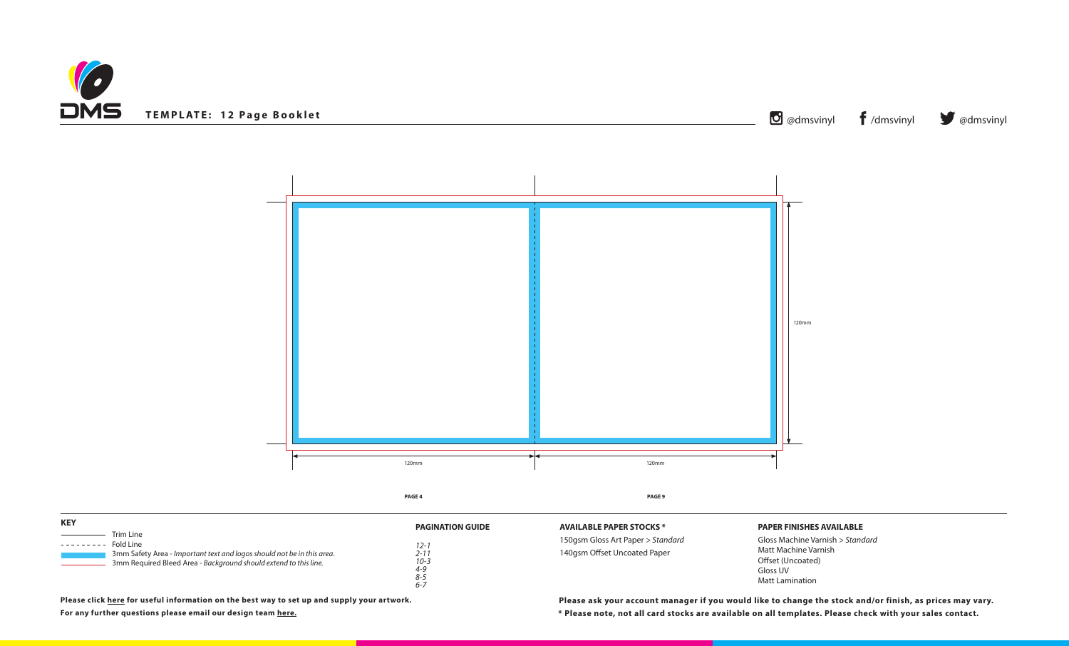DMS

**TEMPLATE: 12 Page Booklet**

@dmsvinyl /dmsvinyl @dmsvinyl

120mm

120mm 120mm

**PAGE 4** **PAGE 9**

**KEY**

- Trim Line
- Fold Line
- 3mm Safety Area - *Important text and logos should not be in this area.*
- 3mm Required Bleed Area - *Background should extend to this line.*

**PAGINATION GUIDE**

*12-1*
*2-11*
*10-3*
*4-9*
*8-5*
*6-7*

**AVAILABLE PAPER STOCKS \***

150gsm Gloss Art Paper > *Standard*
140gsm Offset Uncoated Paper

**PAPER FINISHES AVAILABLE**

Gloss Machine Varnish > *Standard*
Matt Machine Varnish
Offset (Uncoated)
Gloss UV
Matt Lamination

**Please click here for useful information on the best way to set up and supply your artwork.**

**For any further questions please email our design team here.**

**Please ask your account manager if you would like to change the stock and/or finish, as prices may vary.**

**\* Please note, not all card stocks are available on all templates. Please check with your sales contact.**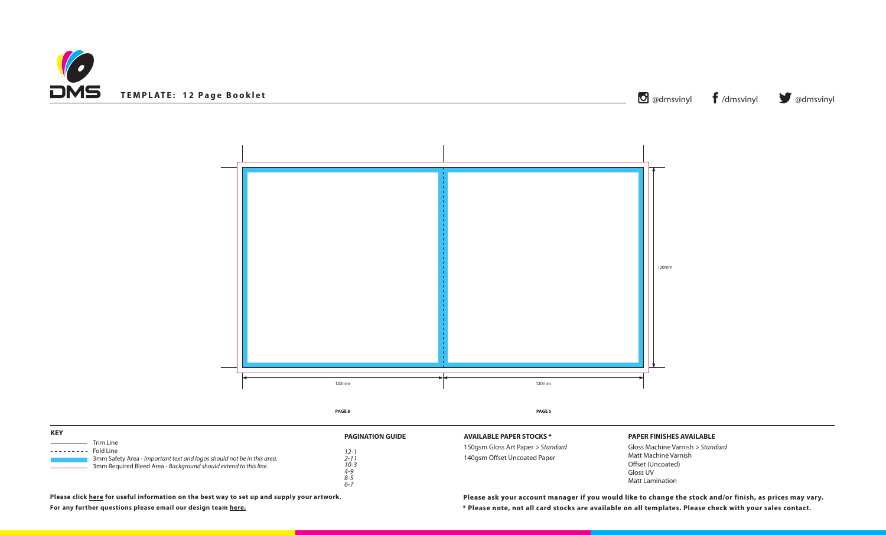**TEMPLATE: 12 Page Booklet**

@dmsvinyl /dmsvinyl @dmsvinyl

120mm

120mm 120mm

**PAGE 8** **PAGE 5**

**KEY**

- Trim Line
- Fold Line
- 3mm Safety Area - *Important text and logos should not be in this area.*
- 3mm Required Bleed Area - *Background should extend to this line.*

**PAGINATION GUIDE**

*12-1*
*2-11*
*10-3*
*4-9*
*8-5*
*6-7*

**AVAILABLE PAPER STOCKS ***

150gsm Gloss Art Paper > *Standard*
140gsm Offset Uncoated Paper

**PAPER FINISHES AVAILABLE**

Gloss Machine Varnish > *Standard*
Matt Machine Varnish
Offset (Uncoated)
Gloss UV
Matt Lamination

**Please click here for useful information on the best way to set up and supply your artwork.**

**For any further questions please email our design team here.**

**Please ask your account manager if you would like to change the stock and/or finish, as prices may vary.**

**\* Please note, not all card stocks are available on all templates. Please check with your sales contact.**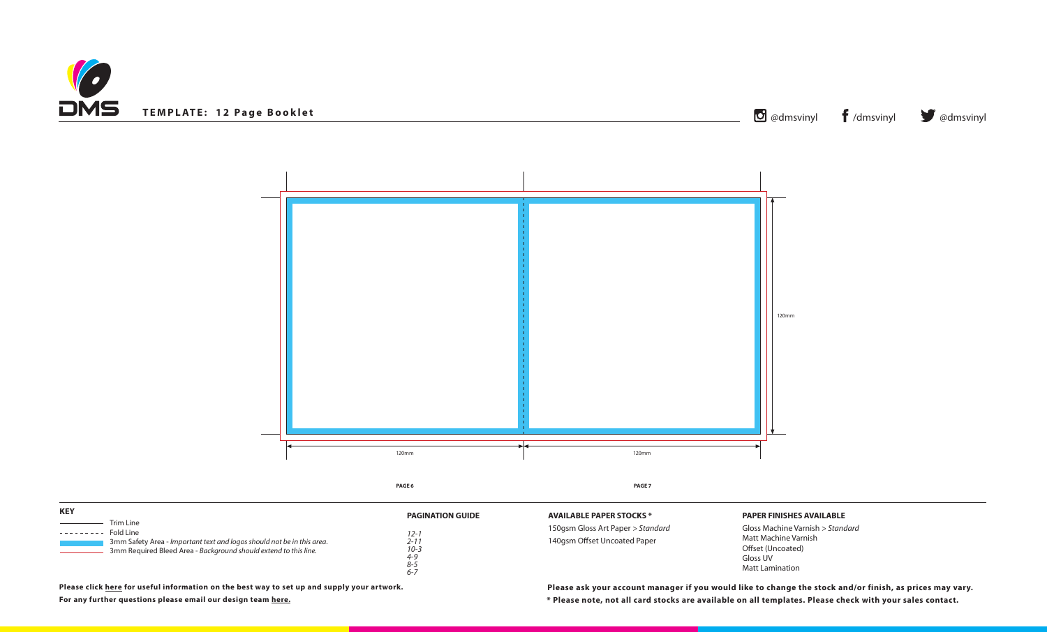**TEMPLATE: 12 Page Booklet**

@dmsvinyl /dmsvinyl @dmsvinyl

120mm

120mm

120mm

PAGE 6

PAGE 7

**KEY**

Trim Line
Fold Line
3mm Safety Area - *Important text and logos should not be in this area.*
3mm Required Bleed Area - *Background should extend to this line.*

**PAGINATION GUIDE**

*12-1*
*2-11*
*10-3*
*4-9*
*8-5*
*6-7*

**AVAILABLE PAPER STOCKS ***

150gsm Gloss Art Paper > *Standard*
140gsm Offset Uncoated Paper

**PAPER FINISHES AVAILABLE**

Gloss Machine Varnish > *Standard*
Matt Machine Varnish
Offset (Uncoated)
Gloss UV
Matt Lamination

**Please click here for useful information on the best way to set up and supply your artwork.**

**For any further questions please email our design team here.**

**Please ask your account manager if you would like to change the stock and/or finish, as prices may vary.**

*** Please note, not all card stocks are available on all templates. Please check with your sales contact.**